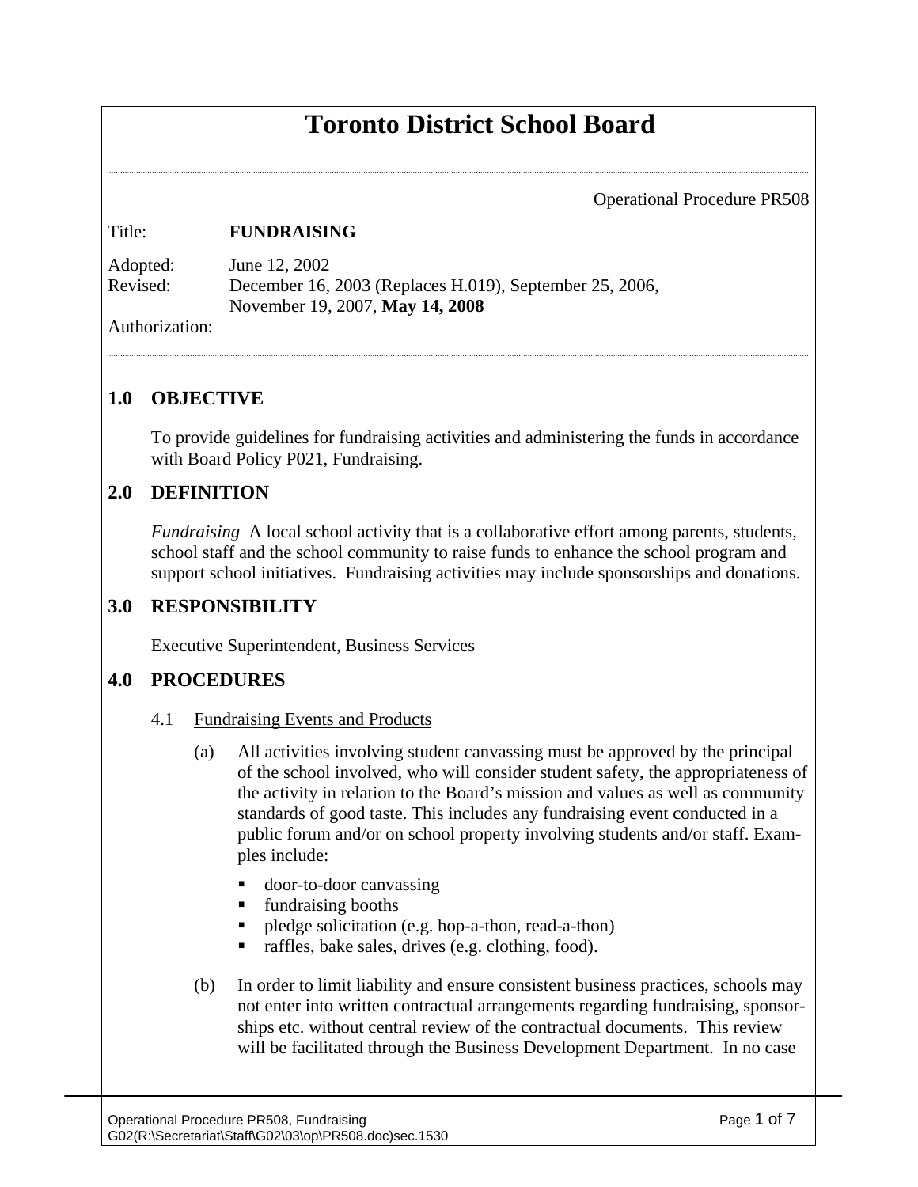# Toronto District School Board

Operational Procedure PR508

Title: **FUNDRAISING**

Adopted: June 12, 2002
Revised: December 16, 2003 (Replaces H.019), September 25, 2006, November 19, 2007, **May 14, 2008**
Authorization:

## 1.0 OBJECTIVE

To provide guidelines for fundraising activities and administering the funds in accordance with Board Policy P021, Fundraising.

## 2.0 DEFINITION

*Fundraising* A local school activity that is a collaborative effort among parents, students, school staff and the school community to raise funds to enhance the school program and support school initiatives. Fundraising activities may include sponsorships and donations.

## 3.0 RESPONSIBILITY

Executive Superintendent, Business Services

## 4.0 PROCEDURES

### 4.1 Fundraising Events and Products

(a) All activities involving student canvassing must be approved by the principal of the school involved, who will consider student safety, the appropriateness of the activity in relation to the Board's mission and values as well as community standards of good taste. This includes any fundraising event conducted in a public forum and/or on school property involving students and/or staff. Examples include:

- door-to-door canvassing
- fundraising booths
- pledge solicitation (e.g. hop-a-thon, read-a-thon)
- raffles, bake sales, drives (e.g. clothing, food).

(b) In order to limit liability and ensure consistent business practices, schools may not enter into written contractual arrangements regarding fundraising, sponsorships etc. without central review of the contractual documents. This review will be facilitated through the Business Development Department. In no case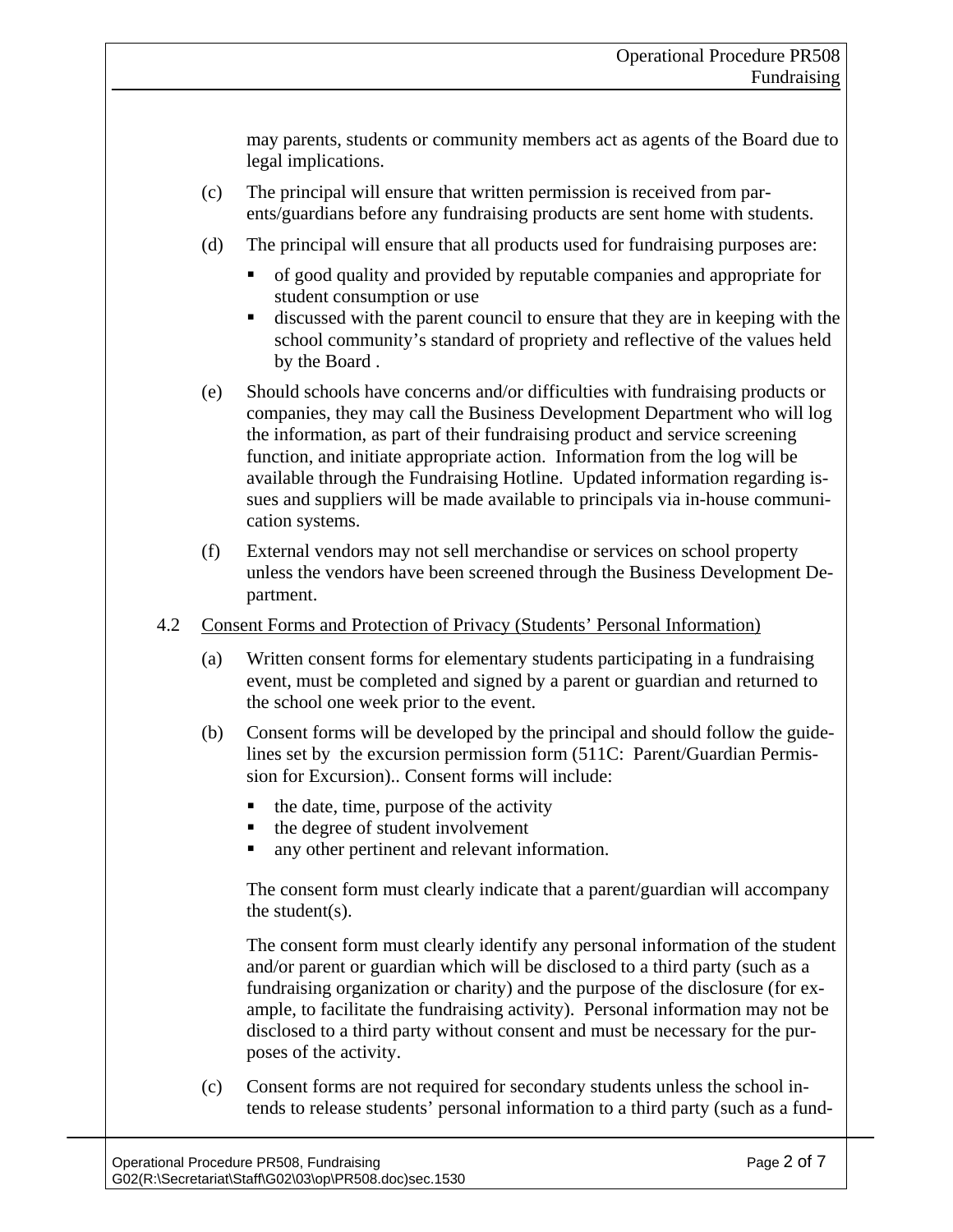may parents, students or community members act as agents of the Board due to legal implications.

(c) The principal will ensure that written permission is received from parents/guardians before any fundraising products are sent home with students.

(d) The principal will ensure that all products used for fundraising purposes are:

- of good quality and provided by reputable companies and appropriate for student consumption or use
- discussed with the parent council to ensure that they are in keeping with the school community's standard of propriety and reflective of the values held by the Board .

(e) Should schools have concerns and/or difficulties with fundraising products or companies, they may call the Business Development Department who will log the information, as part of their fundraising product and service screening function, and initiate appropriate action. Information from the log will be available through the Fundraising Hotline. Updated information regarding issues and suppliers will be made available to principals via in-house communication systems.

(f) External vendors may not sell merchandise or services on school property unless the vendors have been screened through the Business Development Department.

4.2 Consent Forms and Protection of Privacy (Students' Personal Information)

(a) Written consent forms for elementary students participating in a fundraising event, must be completed and signed by a parent or guardian and returned to the school one week prior to the event.

(b) Consent forms will be developed by the principal and should follow the guidelines set by the excursion permission form (511C: Parent/Guardian Permission for Excursion).. Consent forms will include:

- the date, time, purpose of the activity
- the degree of student involvement
- any other pertinent and relevant information.

The consent form must clearly indicate that a parent/guardian will accompany the student(s).

The consent form must clearly identify any personal information of the student and/or parent or guardian which will be disclosed to a third party (such as a fundraising organization or charity) and the purpose of the disclosure (for example, to facilitate the fundraising activity). Personal information may not be disclosed to a third party without consent and must be necessary for the purposes of the activity.

(c) Consent forms are not required for secondary students unless the school intends to release students' personal information to a third party (such as a fund-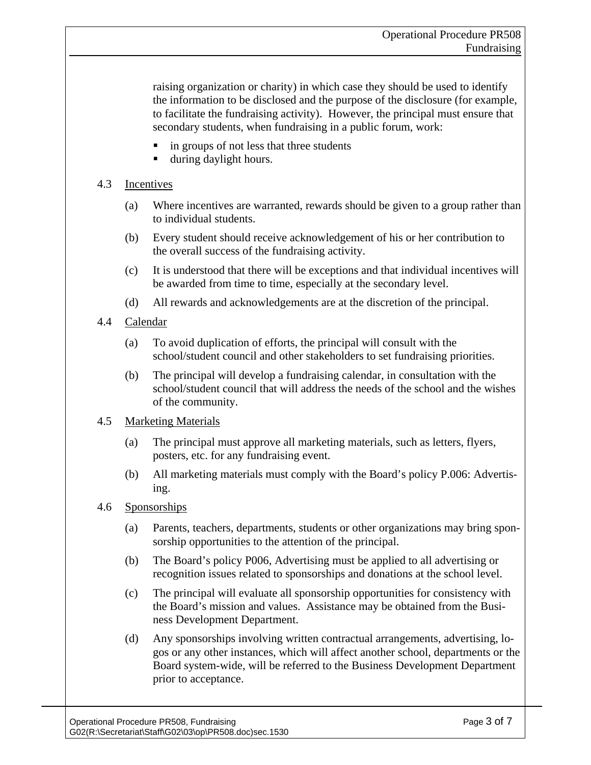raising organization or charity) in which case they should be used to identify the information to be disclosed and the purpose of the disclosure (for example, to facilitate the fundraising activity). However, the principal must ensure that secondary students, when fundraising in a public forum, work:

- in groups of not less that three students
- during daylight hours.

### 4.3 Incentives

(a) Where incentives are warranted, rewards should be given to a group rather than to individual students.

(b) Every student should receive acknowledgement of his or her contribution to the overall success of the fundraising activity.

(c) It is understood that there will be exceptions and that individual incentives will be awarded from time to time, especially at the secondary level.

(d) All rewards and acknowledgements are at the discretion of the principal.

### 4.4 Calendar

(a) To avoid duplication of efforts, the principal will consult with the school/student council and other stakeholders to set fundraising priorities.

(b) The principal will develop a fundraising calendar, in consultation with the school/student council that will address the needs of the school and the wishes of the community.

### 4.5 Marketing Materials

(a) The principal must approve all marketing materials, such as letters, flyers, posters, etc. for any fundraising event.

(b) All marketing materials must comply with the Board's policy P.006: Advertising.

### 4.6 Sponsorships

(a) Parents, teachers, departments, students or other organizations may bring sponsorship opportunities to the attention of the principal.

(b) The Board's policy P006, Advertising must be applied to all advertising or recognition issues related to sponsorships and donations at the school level.

(c) The principal will evaluate all sponsorship opportunities for consistency with the Board's mission and values. Assistance may be obtained from the Business Development Department.

(d) Any sponsorships involving written contractual arrangements, advertising, logos or any other instances, which will affect another school, departments or the Board system-wide, will be referred to the Business Development Department prior to acceptance.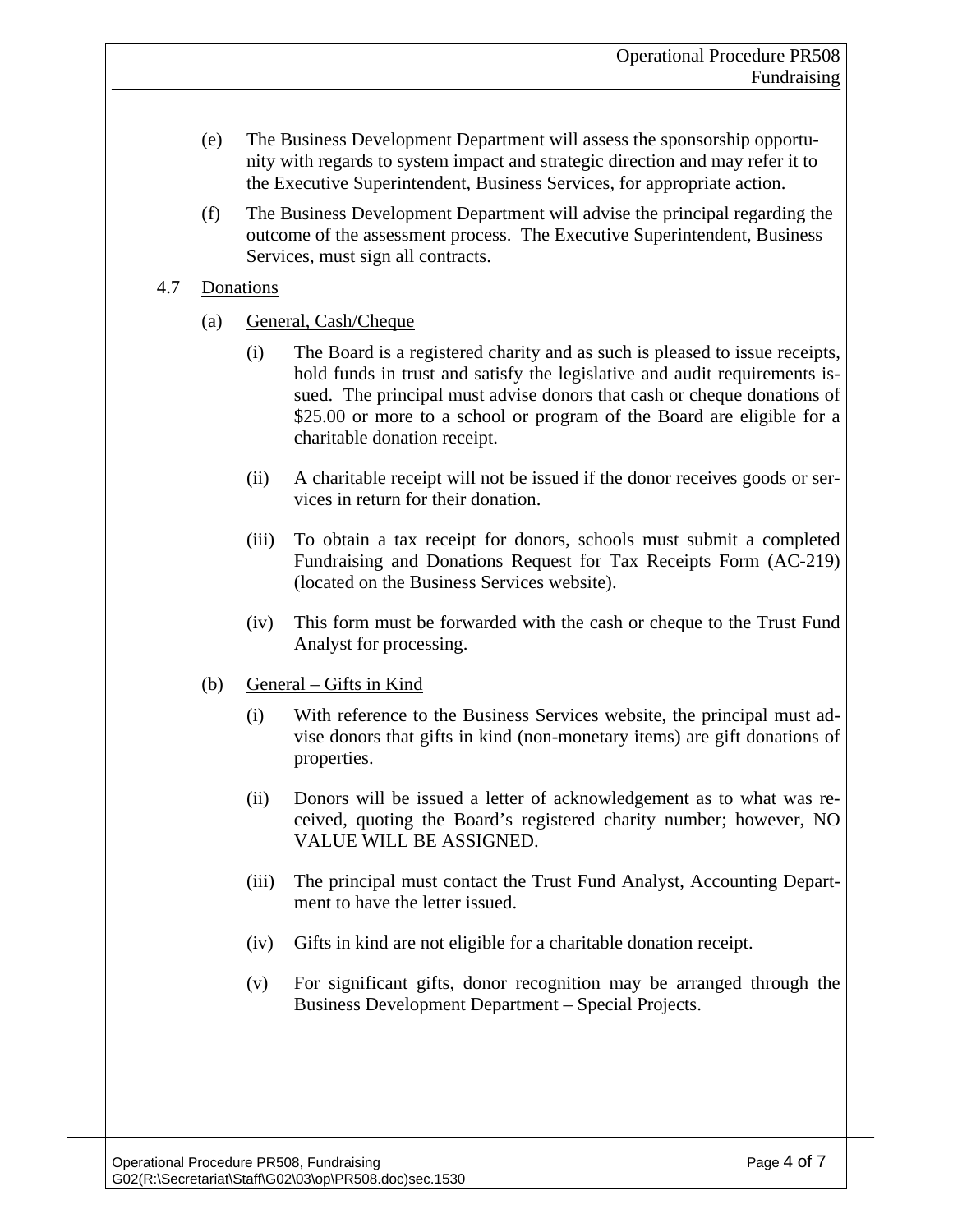(e) The Business Development Department will assess the sponsorship opportunity with regards to system impact and strategic direction and may refer it to the Executive Superintendent, Business Services, for appropriate action.

(f) The Business Development Department will advise the principal regarding the outcome of the assessment process. The Executive Superintendent, Business Services, must sign all contracts.

4.7 Donations

(a) General, Cash/Cheque

(i) The Board is a registered charity and as such is pleased to issue receipts, hold funds in trust and satisfy the legislative and audit requirements issued. The principal must advise donors that cash or cheque donations of $25.00 or more to a school or program of the Board are eligible for a charitable donation receipt.

(ii) A charitable receipt will not be issued if the donor receives goods or services in return for their donation.

(iii) To obtain a tax receipt for donors, schools must submit a completed Fundraising and Donations Request for Tax Receipts Form (AC-219) (located on the Business Services website).

(iv) This form must be forwarded with the cash or cheque to the Trust Fund Analyst for processing.

(b) General – Gifts in Kind

(i) With reference to the Business Services website, the principal must advise donors that gifts in kind (non-monetary items) are gift donations of properties.

(ii) Donors will be issued a letter of acknowledgement as to what was received, quoting the Board's registered charity number; however, NO VALUE WILL BE ASSIGNED.

(iii) The principal must contact the Trust Fund Analyst, Accounting Department to have the letter issued.

(iv) Gifts in kind are not eligible for a charitable donation receipt.

(v) For significant gifts, donor recognition may be arranged through the Business Development Department – Special Projects.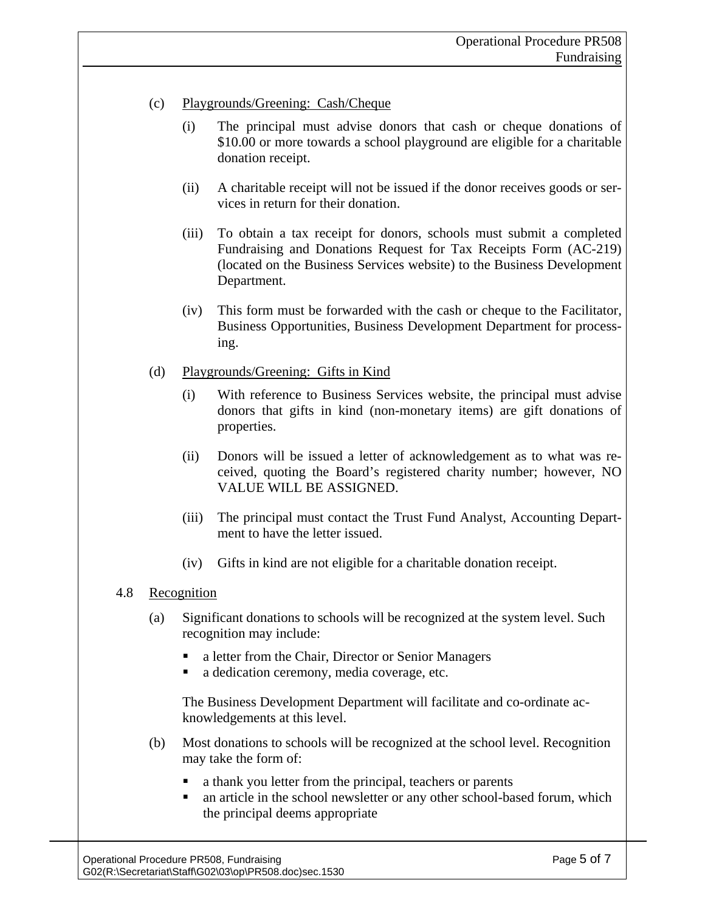(c) Playgrounds/Greening: Cash/Cheque

   (i) The principal must advise donors that cash or cheque donations of $10.00 or more towards a school playground are eligible for a charitable donation receipt.

   (ii) A charitable receipt will not be issued if the donor receives goods or services in return for their donation.

   (iii) To obtain a tax receipt for donors, schools must submit a completed Fundraising and Donations Request for Tax Receipts Form (AC-219) (located on the Business Services website) to the Business Development Department.

   (iv) This form must be forwarded with the cash or cheque to the Facilitator, Business Opportunities, Business Development Department for processing.

(d) Playgrounds/Greening: Gifts in Kind

   (i) With reference to Business Services website, the principal must advise donors that gifts in kind (non-monetary items) are gift donations of properties.

   (ii) Donors will be issued a letter of acknowledgement as to what was received, quoting the Board's registered charity number; however, NO VALUE WILL BE ASSIGNED.

   (iii) The principal must contact the Trust Fund Analyst, Accounting Department to have the letter issued.

   (iv) Gifts in kind are not eligible for a charitable donation receipt.

## 4.8 Recognition

(a) Significant donations to schools will be recognized at the system level. Such recognition may include:

   - a letter from the Chair, Director or Senior Managers
   - a dedication ceremony, media coverage, etc.

   The Business Development Department will facilitate and co-ordinate acknowledgements at this level.

(b) Most donations to schools will be recognized at the school level. Recognition may take the form of:

   - a thank you letter from the principal, teachers or parents
   - an article in the school newsletter or any other school-based forum, which the principal deems appropriate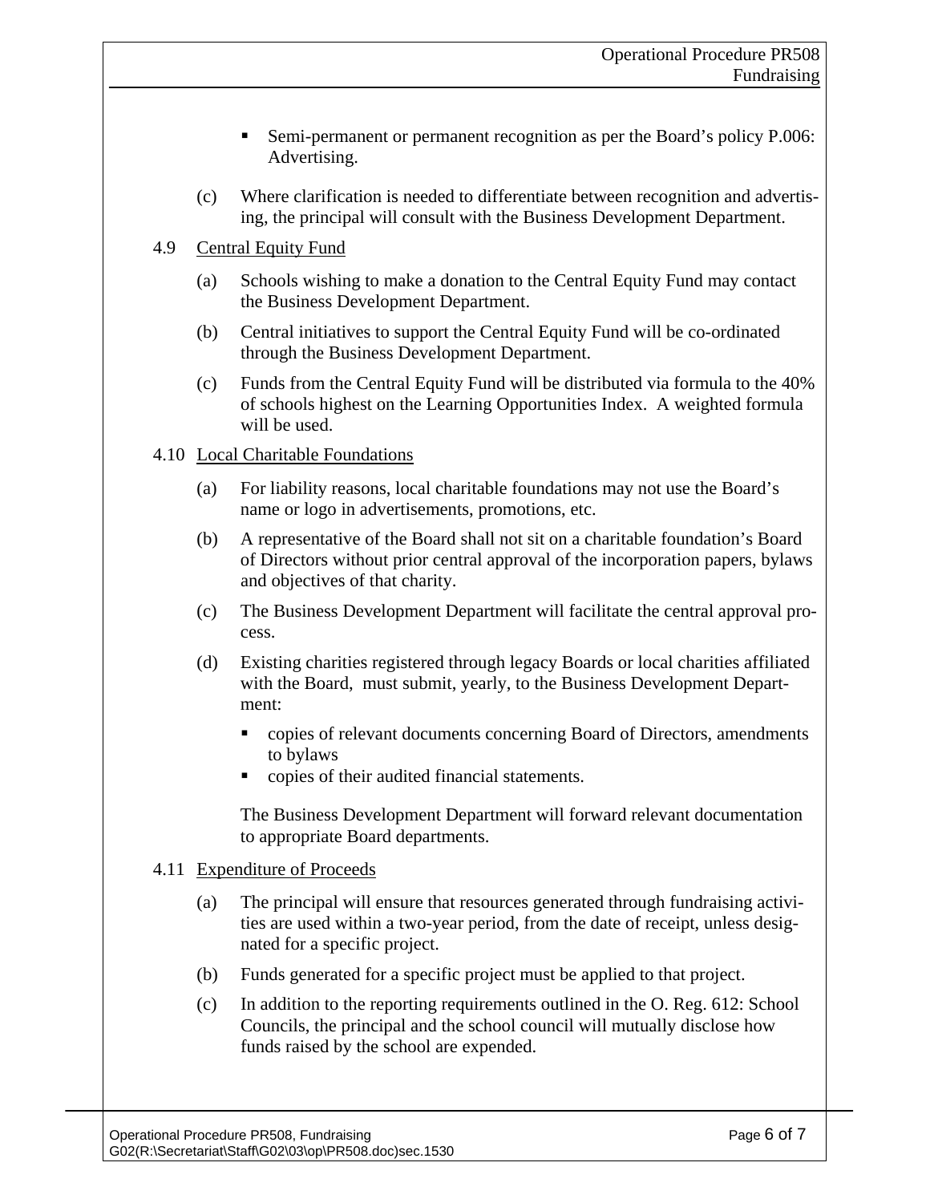- Semi-permanent or permanent recognition as per the Board's policy P.006: Advertising.

(c) Where clarification is needed to differentiate between recognition and advertising, the principal will consult with the Business Development Department.

4.9 Central Equity Fund

(a) Schools wishing to make a donation to the Central Equity Fund may contact the Business Development Department.

(b) Central initiatives to support the Central Equity Fund will be co-ordinated through the Business Development Department.

(c) Funds from the Central Equity Fund will be distributed via formula to the 40% of schools highest on the Learning Opportunities Index. A weighted formula will be used.

4.10 Local Charitable Foundations

(a) For liability reasons, local charitable foundations may not use the Board's name or logo in advertisements, promotions, etc.

(b) A representative of the Board shall not sit on a charitable foundation's Board of Directors without prior central approval of the incorporation papers, bylaws and objectives of that charity.

(c) The Business Development Department will facilitate the central approval process.

(d) Existing charities registered through legacy Boards or local charities affiliated with the Board, must submit, yearly, to the Business Development Department:

- copies of relevant documents concerning Board of Directors, amendments to bylaws
- copies of their audited financial statements.

The Business Development Department will forward relevant documentation to appropriate Board departments.

4.11 Expenditure of Proceeds

(a) The principal will ensure that resources generated through fundraising activities are used within a two-year period, from the date of receipt, unless designated for a specific project.

(b) Funds generated for a specific project must be applied to that project.

(c) In addition to the reporting requirements outlined in the O. Reg. 612: School Councils, the principal and the school council will mutually disclose how funds raised by the school are expended.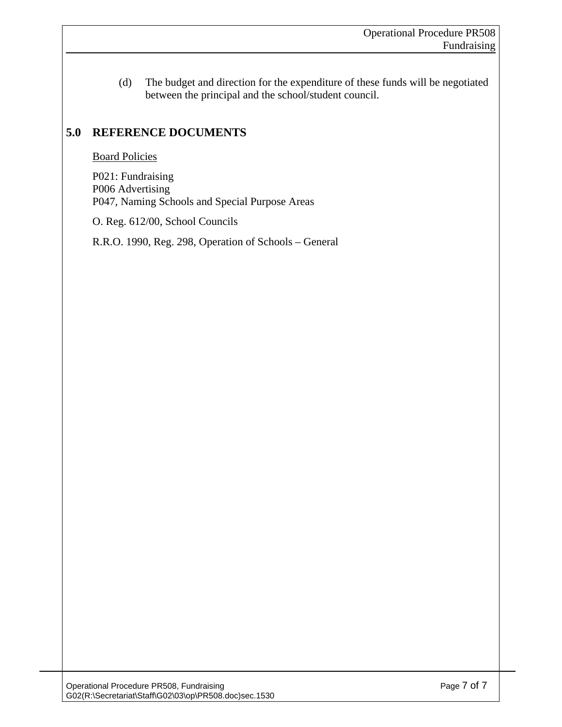(d) The budget and direction for the expenditure of these funds will be negotiated between the principal and the school/student council.

## 5.0 REFERENCE DOCUMENTS

<u>Board Policies</u>

P021: Fundraising
P006 Advertising
P047, Naming Schools and Special Purpose Areas

O. Reg. 612/00, School Councils

R.R.O. 1990, Reg. 298, Operation of Schools – General